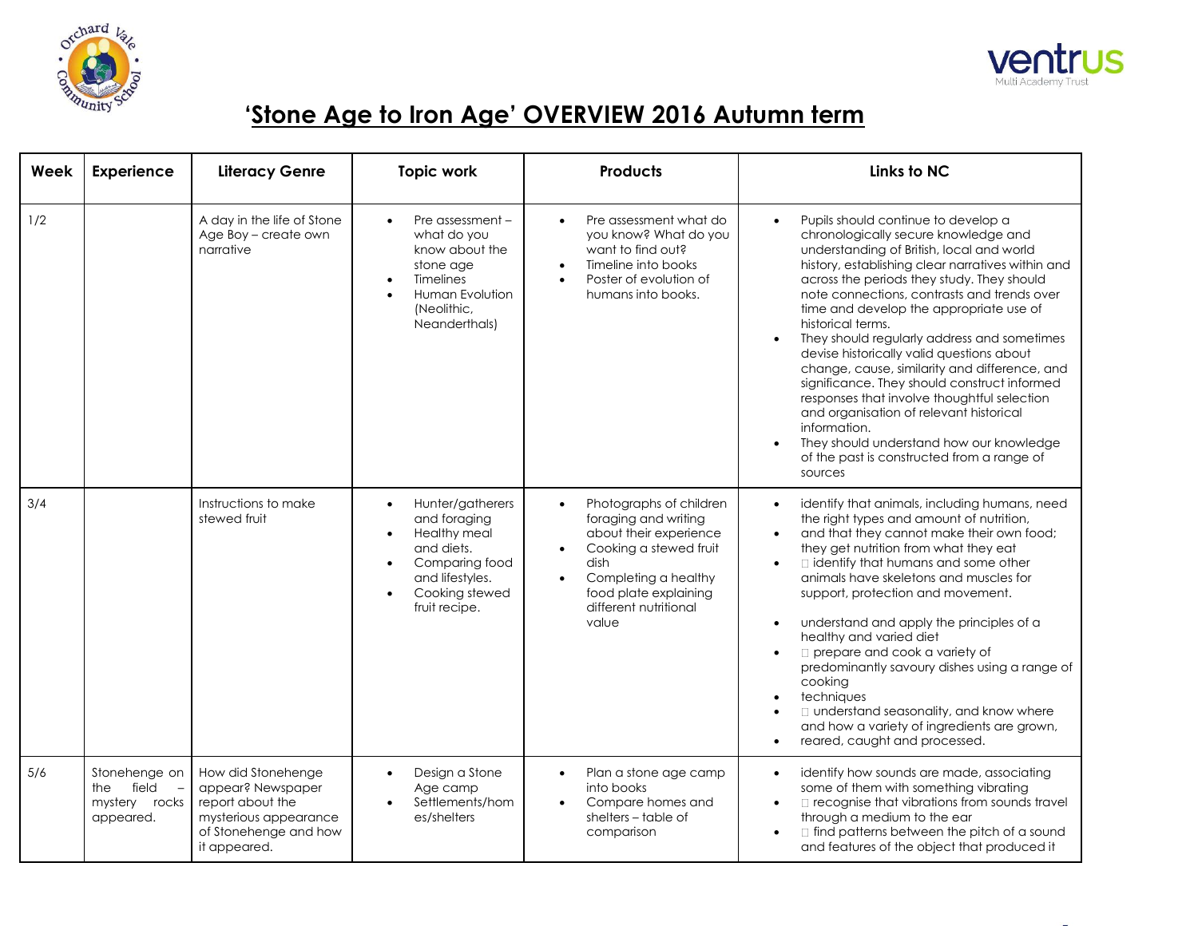# 'Stone Age to Iron Age' OVERVIEW 2016 Autumn term

| Week | Experience | Literacy Genre | Topic work | Products | Links to NC |
|---|---|---|---|---|---|
| 1/2 | | A day in the life of Stone Age Boy – create own narrative | • Pre assessment – what do you know about the stone age<br>• Timelines<br>• Human Evolution (Neolithic, Neanderthals) | • Pre assessment what do you know? What do you want to find out?<br>• Timeline into books<br>• Poster of evolution of humans into books. | • Pupils should continue to develop a chronologically secure knowledge and understanding of British, local and world history, establishing clear narratives within and across the periods they study. They should note connections, contrasts and trends over time and develop the appropriate use of historical terms.<br>• They should regularly address and sometimes devise historically valid questions about change, cause, similarity and difference, and significance. They should construct informed responses that involve thoughtful selection and organisation of relevant historical information.<br>• They should understand how our knowledge of the past is constructed from a range of sources |
| 3/4 | | Instructions to make stewed fruit | • Hunter/gatherers and foraging<br>• Healthy meal and diets.<br>• Comparing food and lifestyles.<br>• Cooking stewed fruit recipe. | • Photographs of children foraging and writing about their experience<br>• Cooking a stewed fruit dish<br>• Completing a healthy food plate explaining different nutritional value | • identify that animals, including humans, need the right types and amount of nutrition,<br>• and that they cannot make their own food; they get nutrition from what they eat<br>• identify that humans and some other animals have skeletons and muscles for support, protection and movement.<br>• understand and apply the principles of a healthy and varied diet<br>• prepare and cook a variety of predominantly savoury dishes using a range of cooking<br>• techniques<br>• understand seasonality, and know where and how a variety of ingredients are grown,<br>• reared, caught and processed. |
| 5/6 | Stonehenge on the field – mystery rocks appeared. | How did Stonehenge appear? Newspaper report about the mysterious appearance of Stonehenge and how it appeared. | • Design a Stone Age camp<br>• Settlements/homes/shelters | • Plan a stone age camp into books<br>• Compare homes and shelters – table of comparison | • identify how sounds are made, associating some of them with something vibrating<br>• recognise that vibrations from sounds travel through a medium to the ear<br>• find patterns between the pitch of a sound and features of the object that produced it |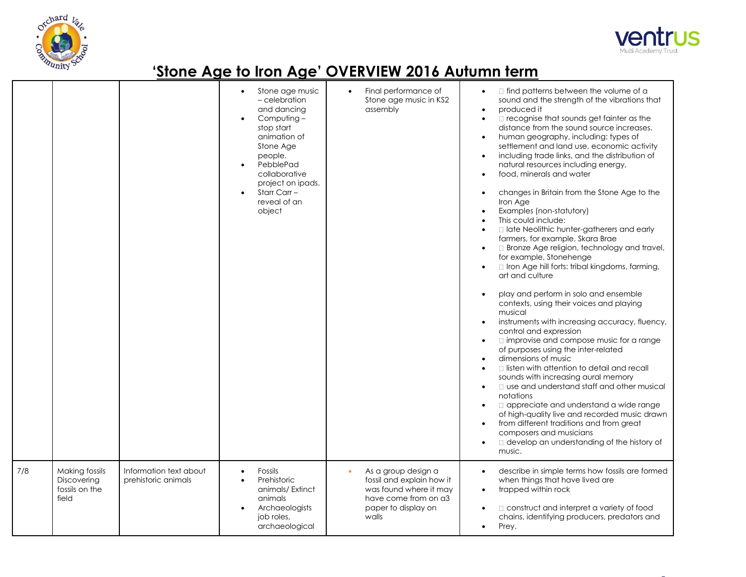# 'Stone Age to Iron Age' OVERVIEW 2016 Autumn term

| | | | | | |
|---|---|---|---|---|---|
| | | | • Stone age music – celebration and dancing<br>• Computing – stop start animation of Stone Age people.<br>• PebblePad collaborative project on ipads.<br>• Starr Carr – reveal of an object | • Final performance of Stone age music in KS2 assembly | • find patterns between the volume of a sound and the strength of the vibrations that<br>• produced it<br>• recognise that sounds get fainter as the distance from the sound source increases.<br>• human geography, including: types of settlement and land use, economic activity<br>• including trade links, and the distribution of natural resources including energy,<br>• food, minerals and water<br><br>• changes in Britain from the Stone Age to the Iron Age<br>• Examples (non-statutory)<br>• This could include:<br>• late Neolithic hunter-gatherers and early farmers, for example, Skara Brae<br>• Bronze Age religion, technology and travel, for example, Stonehenge<br>• Iron Age hill forts: tribal kingdoms, farming, art and culture<br><br>• play and perform in solo and ensemble contexts, using their voices and playing musical<br>• instruments with increasing accuracy, fluency, control and expression<br>• improvise and compose music for a range of purposes using the inter-related<br>• dimensions of music<br>• listen with attention to detail and recall sounds with increasing aural memory<br>• use and understand staff and other musical notations<br>• appreciate and understand a wide range of high-quality live and recorded music drawn<br>• from different traditions and from great composers and musicians<br>• develop an understanding of the history of music. |
| 7/8 | Making fossils Discovering fossils on the field | Information text about prehistoric animals | • Fossils<br>• Prehistoric animals/ Extinct animals<br>• Archaeologists job roles, archaeological | • As a group design a fossil and explain how it was found where it may have come from on a3 paper to display on walls | • describe in simple terms how fossils are formed when things that have lived are<br>• trapped within rock<br><br>• construct and interpret a variety of food chains, identifying producers, predators and<br>• Prey. |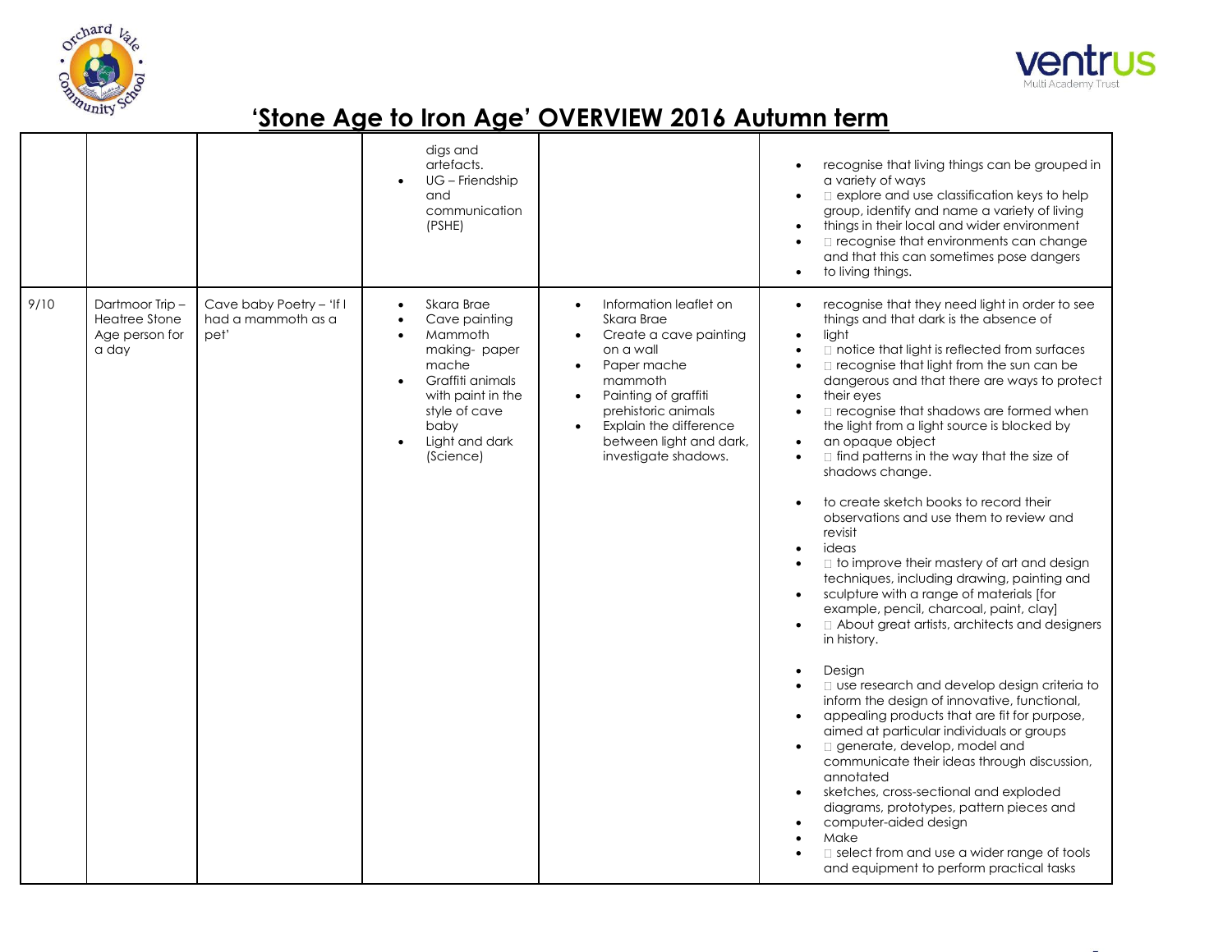# 'Stone Age to Iron Age' OVERVIEW 2016 Autumn term

| | | | | | |
|---|---|---|---|---|---|
| | | | digs and artefacts.<br>• UG – Friendship and communication (PSHE) | | • recognise that living things can be grouped in a variety of ways<br>• explore and use classification keys to help group, identify and name a variety of living<br>• things in their local and wider environment<br>• recognise that environments can change and that this can sometimes pose dangers<br>• to living things. |
| 9/10 | Dartmoor Trip – Heatree Stone Age person for a day | Cave baby Poetry – 'If I had a mammoth as a pet' | • Skara Brae<br>• Cave painting<br>• Mammoth making- paper mache<br>• Graffiti animals with paint in the style of cave baby<br>• Light and dark (Science) | • Information leaflet on Skara Brae<br>• Create a cave painting on a wall<br>• Paper mache mammoth<br>• Painting of graffiti prehistoric animals<br>• Explain the difference between light and dark, investigate shadows. | • recognise that they need light in order to see things and that dark is the absence of<br>• light<br>• notice that light is reflected from surfaces<br>• recognise that light from the sun can be dangerous and that there are ways to protect<br>• their eyes<br>• recognise that shadows are formed when the light from a light source is blocked by<br>• an opaque object<br>• find patterns in the way that the size of shadows change.<br><br>• to create sketch books to record their observations and use them to review and revisit<br>• ideas<br>• to improve their mastery of art and design techniques, including drawing, painting and<br>• sculpture with a range of materials [for example, pencil, charcoal, paint, clay]<br>• About great artists, architects and designers in history.<br><br>• Design<br>• use research and develop design criteria to inform the design of innovative, functional,<br>• appealing products that are fit for purpose, aimed at particular individuals or groups<br>• generate, develop, model and communicate their ideas through discussion, annotated<br>• sketches, cross-sectional and exploded diagrams, prototypes, pattern pieces and<br>• computer-aided design<br>• Make<br>• select from and use a wider range of tools and equipment to perform practical tasks |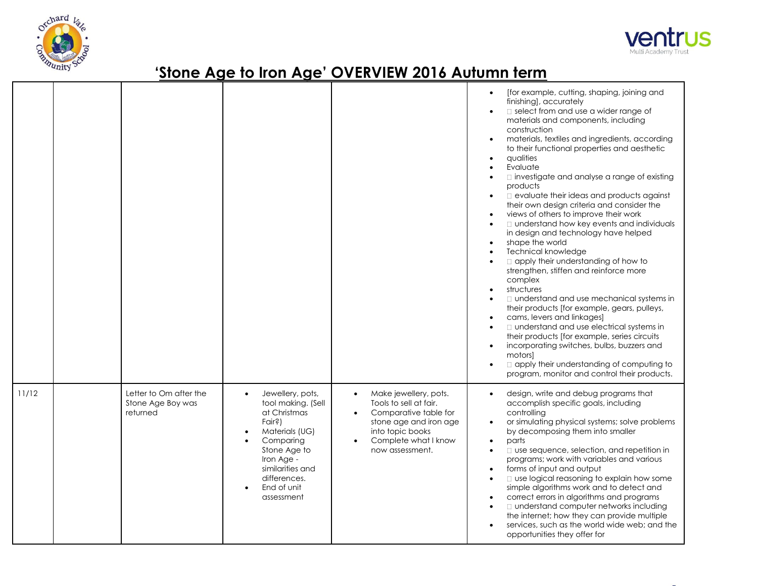# 'Stone Age to Iron Age' OVERVIEW 2016 Autumn term

| | | | | | |
|---|---|---|---|---|---|
| | | | | | • [for example, cutting, shaping, joining and finishing], accurately<br>•  select from and use a wider range of materials and components, including construction<br>• materials, textiles and ingredients, according to their functional properties and aesthetic<br>• qualities<br>• Evaluate<br>•  investigate and analyse a range of existing products<br>•  evaluate their ideas and products against their own design criteria and consider the<br>• views of others to improve their work<br>•  understand how key events and individuals in design and technology have helped<br>• shape the world<br>• Technical knowledge<br>•  apply their understanding of how to strengthen, stiffen and reinforce more complex<br>• structures<br>•  understand and use mechanical systems in their products [for example, gears, pulleys,<br>• cams, levers and linkages]<br>•  understand and use electrical systems in their products [for example, series circuits<br>• incorporating switches, bulbs, buzzers and motors]<br>•  apply their understanding of computing to program, monitor and control their products. |
| 11/12 | | Letter to Om after the Stone Age Boy was returned | • Jewellery, pots, tool making. (Sell at Christmas Fair?)<br>• Materials (UG)<br>• Comparing Stone Age to Iron Age - similarities and differences.<br>• End of unit assessment | • Make jewellery, pots. Tools to sell at fair.<br>• Comparative table for stone age and iron age into topic books<br>• Complete what I know now assessment. | • design, write and debug programs that accomplish specific goals, including controlling<br>• or simulating physical systems; solve problems by decomposing them into smaller<br>• parts<br>•  use sequence, selection, and repetition in programs; work with variables and various<br>• forms of input and output<br>•  use logical reasoning to explain how some simple algorithms work and to detect and<br>• correct errors in algorithms and programs<br>•  understand computer networks including the internet; how they can provide multiple<br>• services, such as the world wide web; and the opportunities they offer for |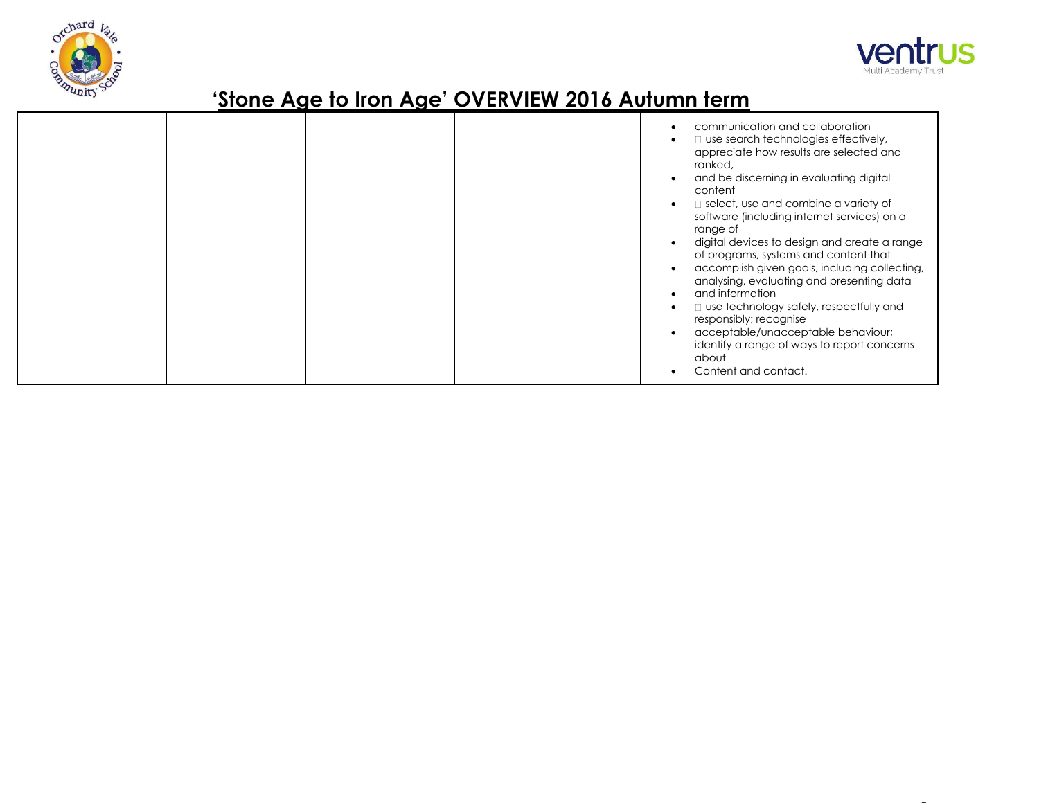## 'Stone Age to Iron Age' OVERVIEW 2016 Autumn term

| | | | | | |
|---|---|---|---|---|---|
| | | | | | • communication and collaboration<br>• □ use search technologies effectively, appreciate how results are selected and ranked,<br>• and be discerning in evaluating digital content<br>• □ select, use and combine a variety of software (including internet services) on a range of<br>• digital devices to design and create a range of programs, systems and content that<br>• accomplish given goals, including collecting, analysing, evaluating and presenting data<br>• and information<br>• □ use technology safely, respectfully and responsibly; recognise<br>• acceptable/unacceptable behaviour; identify a range of ways to report concerns about<br>• Content and contact. |